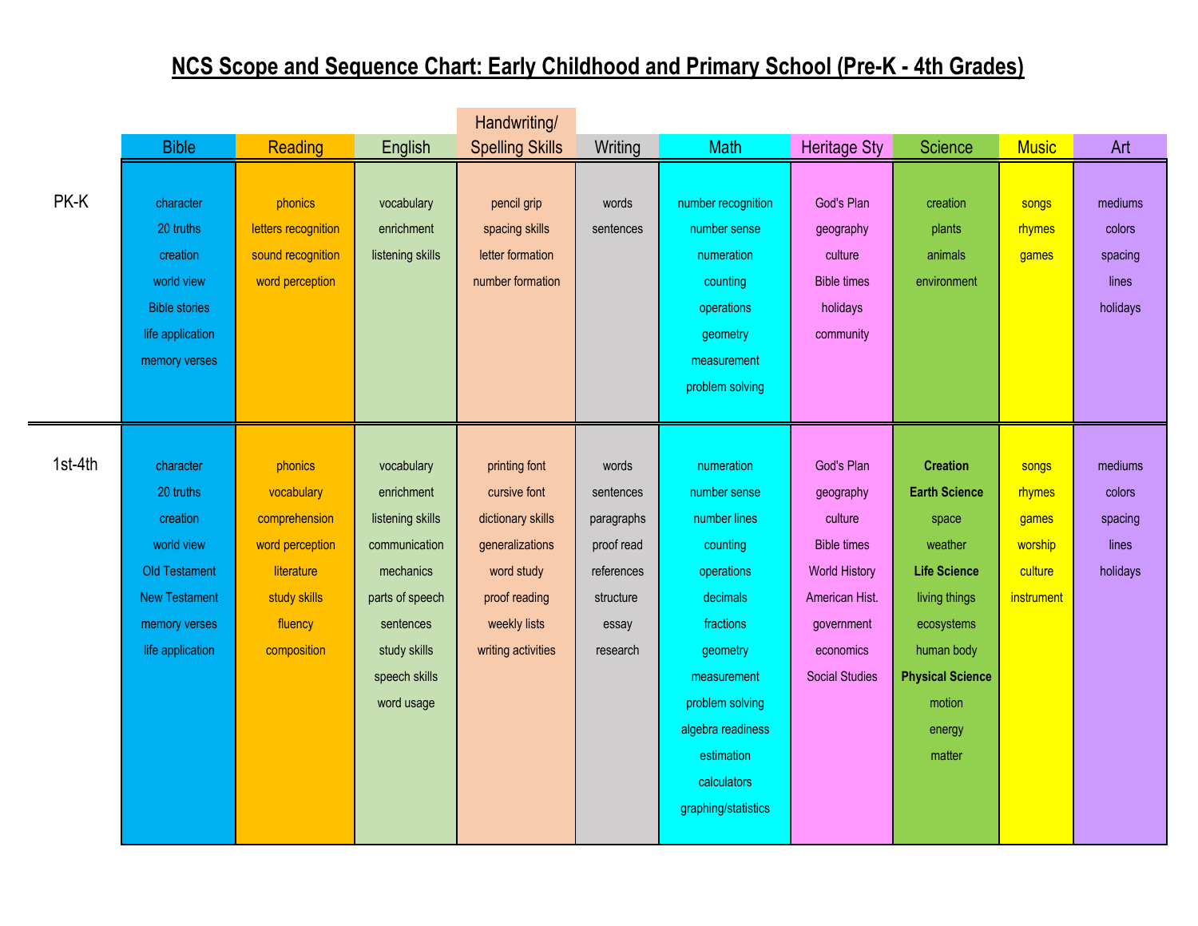# NCS Scope and Sequence Chart: Early Childhood and Primary School (Pre-K - 4th Grades)

| | Bible | Reading | English | Handwriting/ Spelling Skills | Writing | Math | Heritage Sty | Science | Music | Art |
|---|---|---|---|---|---|---|---|---|---|---|
| PK-K | character<br>20 truths<br>creation<br>world view<br>Bible stories<br>life application<br>memory verses | phonics<br>letters recognition<br>sound recognition<br>word perception | vocabulary<br>enrichment<br>listening skills | pencil grip<br>spacing skills<br>letter formation<br>number formation | words<br>sentences | number recognition<br>number sense<br>numeration<br>counting<br>operations<br>geometry<br>measurement<br>problem solving | God's Plan<br>geography<br>culture<br>Bible times<br>holidays<br>community | creation<br>plants<br>animals<br>environment | songs<br>rhymes<br>games | mediums<br>colors<br>spacing<br>lines<br>holidays |
| 1st-4th | character<br>20 truths<br>creation<br>world view<br>Old Testament<br>New Testament<br>memory verses<br>life application | phonics<br>vocabulary<br>comprehension<br>word perception<br>literature<br>study skills<br>fluency<br>composition | vocabulary<br>enrichment<br>listening skills<br>communication<br>mechanics<br>parts of speech<br>sentences<br>study skills<br>speech skills<br>word usage | printing font<br>cursive font<br>dictionary skills<br>generalizations<br>word study<br>proof reading<br>weekly lists<br>writing activities | words<br>sentences<br>paragraphs<br>proof read<br>references<br>structure<br>essay<br>research | numeration<br>number sense<br>number lines<br>counting<br>operations<br>decimals<br>fractions<br>geometry<br>measurement<br>problem solving<br>algebra readiness<br>estimation<br>calculators<br>graphing/statistics | God's Plan<br>geography<br>culture<br>Bible times<br>World History<br>American Hist.<br>government<br>economics<br>Social Studies | **Creation**<br>**Earth Science**<br>space<br>weather<br>**Life Science**<br>living things<br>ecosystems<br>human body<br>**Physical Science**<br>motion<br>energy<br>matter | songs<br>rhymes<br>games<br>worship<br>culture<br>instrument | mediums<br>colors<br>spacing<br>lines<br>holidays |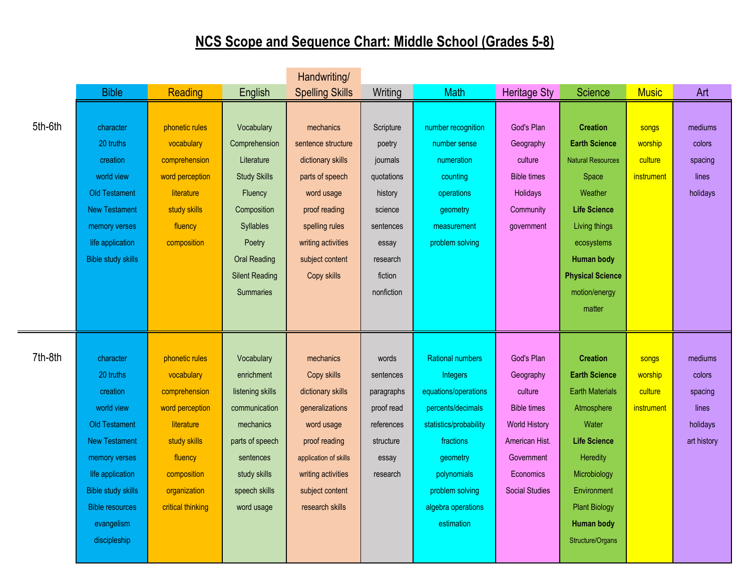# NCS Scope and Sequence Chart: Middle School (Grades 5-8)

| | Bible | Reading | English | Handwriting/ Spelling Skills | Writing | Math | Heritage Sty | Science | Music | Art |
|---|---|---|---|---|---|---|---|---|---|---|
| 5th-6th | character<br>20 truths<br>creation<br>world view<br>Old Testament<br>New Testament<br>memory verses<br>life application<br>Bible study skills | phonetic rules<br>vocabulary<br>comprehension<br>word perception<br>literature<br>study skills<br>fluency<br>composition | Vocabulary<br>Comprehension<br>Literature<br>Study Skills<br>Fluency<br>Composition<br>Syllables<br>Poetry<br>Oral Reading<br>Silent Reading<br>Summaries | mechanics<br>sentence structure<br>dictionary skills<br>parts of speech<br>word usage<br>proof reading<br>spelling rules<br>writing activities<br>subject content<br>Copy skills | Scripture<br>poetry<br>journals<br>quotations<br>history<br>science<br>sentences<br>essay<br>research<br>fiction<br>nonfiction | number recognition<br>number sense<br>numeration<br>counting<br>operations<br>geometry<br>measurement<br>problem solving | God's Plan<br>Geography<br>culture<br>Bible times<br>Holidays<br>Community<br>government | **Creation**<br>**Earth Science**<br>Natural Resources<br>Space<br>Weather<br>**Life Science**<br>Living things<br>ecosystems<br>**Human body**<br>**Physical Science**<br>motion/energy<br>matter | songs<br>worship<br>culture<br>instrument | mediums<br>colors<br>spacing<br>lines<br>holidays |
| 7th-8th | character<br>20 truths<br>creation<br>world view<br>Old Testament<br>New Testament<br>memory verses<br>life application<br>Bible study skills<br>Bible resources<br>evangelism<br>discipleship | phonetic rules<br>vocabulary<br>comprehension<br>word perception<br>literature<br>study skills<br>fluency<br>composition<br>organization<br>critical thinking | Vocabulary<br>enrichment<br>listening skills<br>communication<br>mechanics<br>parts of speech<br>sentences<br>study skills<br>speech skills<br>word usage | mechanics<br>Copy skills<br>dictionary skills<br>generalizations<br>word usage<br>proof reading<br>application of skills<br>writing activities<br>subject content<br>research skills | words<br>sentences<br>paragraphs<br>proof read<br>references<br>structure<br>essay<br>research | Rational numbers<br>Integers<br>equations/operations<br>percents/decimals<br>statistics/probability<br>fractions<br>geometry<br>polynomials<br>problem solving<br>algebra operations<br>estimation | God's Plan<br>Geography<br>culture<br>Bible times<br>World History<br>American Hist.<br>Government<br>Economics<br>Social Studies | **Creation**<br>**Earth Science**<br>Earth Materials<br>Atmosphere<br>Water<br>**Life Science**<br>Heredity<br>Microbiology<br>Environment<br>Plant Biology<br>**Human body**<br>Structure/Organs | songs<br>worship<br>culture<br>instrument | mediums<br>colors<br>spacing<br>lines<br>holidays<br>art history |